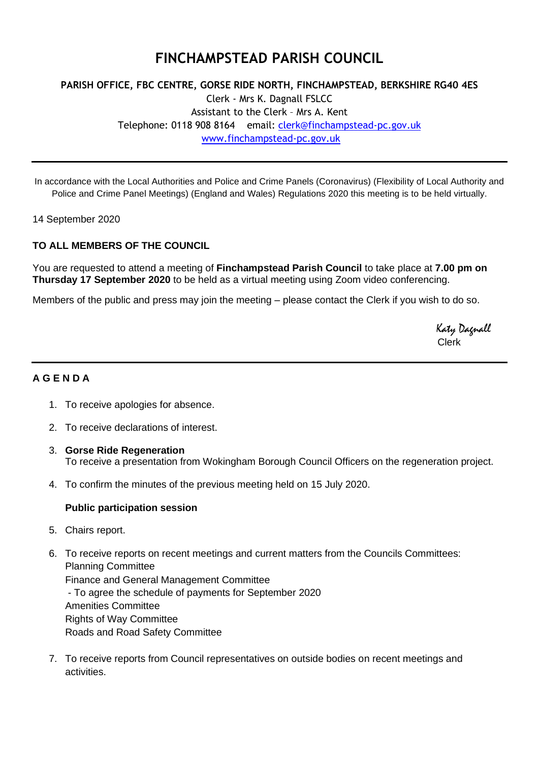# FINCHAMPSTEAD PARISH COUNCIL

**PARISH OFFICE, FBC CENTRE, GORSE RIDE NORTH, FINCHAMPSTEAD, BERKSHIRE RG40 4ES**

Clerk - Mrs K. Dagnall FSLCC
Assistant to the Clerk – Mrs A. Kent
Telephone: 0118 908 8164 email: clerk@finchampstead-pc.gov.uk
www.finchampstead-pc.gov.uk

---

In accordance with the Local Authorities and Police and Crime Panels (Coronavirus) (Flexibility of Local Authority and Police and Crime Panel Meetings) (England and Wales) Regulations 2020 this meeting is to be held virtually.

14 September 2020

**TO ALL MEMBERS OF THE COUNCIL**

You are requested to attend a meeting of **Finchampstead Parish Council** to take place at **7.00 pm on Thursday 17 September 2020** to be held as a virtual meeting using Zoom video conferencing.

Members of the public and press may join the meeting – please contact the Clerk if you wish to do so.

*Katy Dagnall*
Clerk

---

**A G E N D A**

1. To receive apologies for absence.
2. To receive declarations of interest.
3. **Gorse Ride Regeneration**
   To receive a presentation from Wokingham Borough Council Officers on the regeneration project.
4. To confirm the minutes of the previous meeting held on 15 July 2020.

   **Public participation session**

5. Chairs report.
6. To receive reports on recent meetings and current matters from the Councils Committees:
   Planning Committee
   Finance and General Management Committee
   - To agree the schedule of payments for September 2020

   Amenities Committee
   Rights of Way Committee
   Roads and Road Safety Committee
7. To receive reports from Council representatives on outside bodies on recent meetings and activities.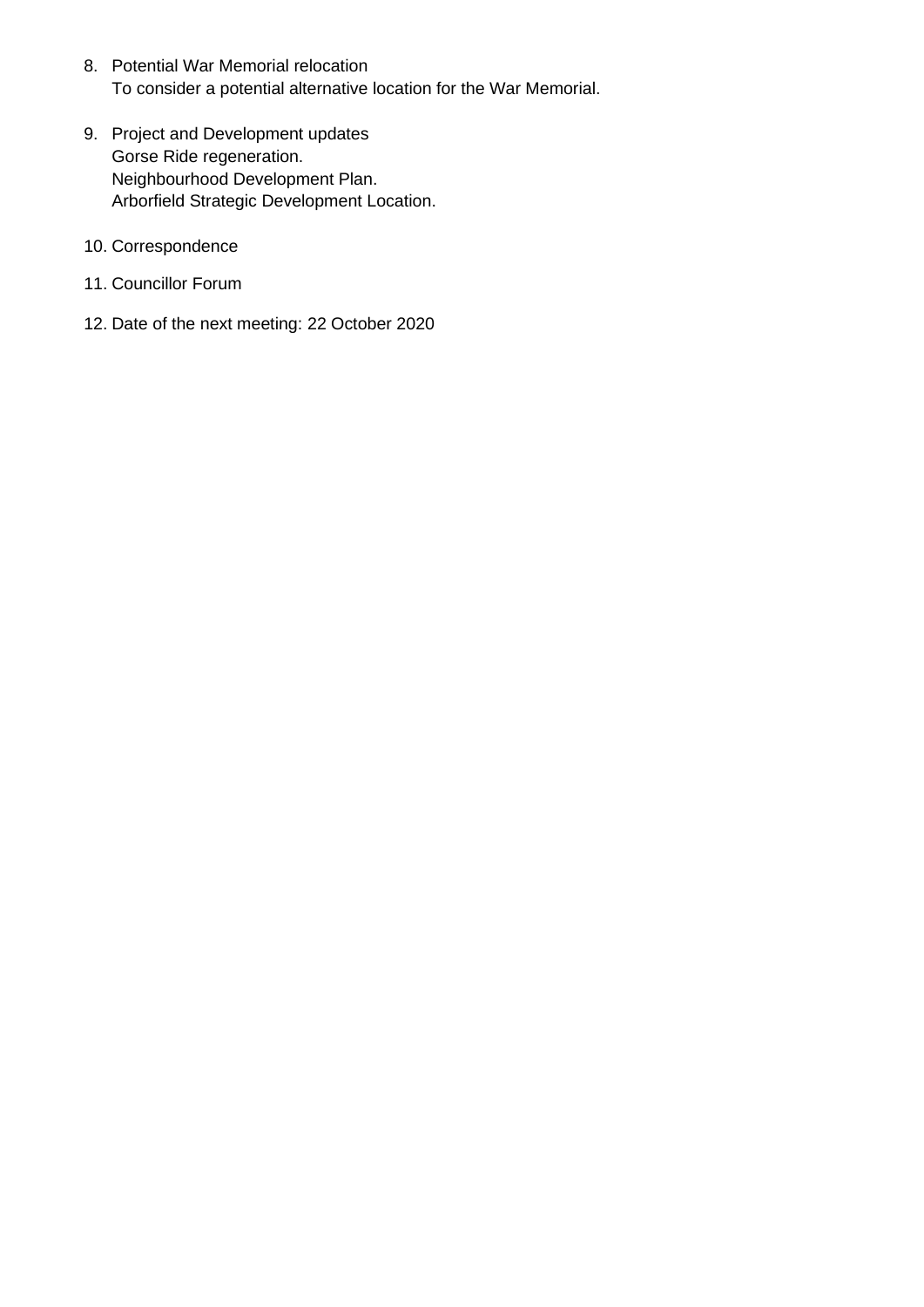8. Potential War Memorial relocation
   To consider a potential alternative location for the War Memorial.

9. Project and Development updates
   Gorse Ride regeneration.
   Neighbourhood Development Plan.
   Arborfield Strategic Development Location.

10. Correspondence

11. Councillor Forum

12. Date of the next meeting: 22 October 2020